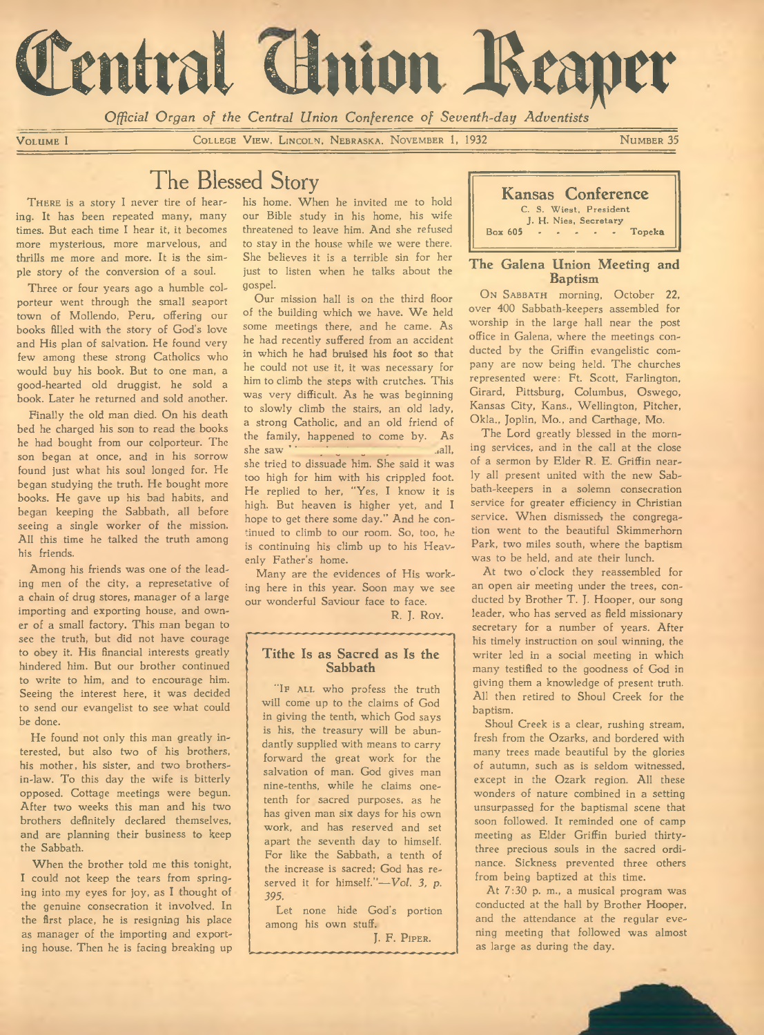# Central Union Reaper

*Official Organ of the Central Union Conference of Seventh-day Adventists*

VOLUME I — COLLEGE VIEW, LINCOLN, NEBRASKA, NOVEMBER 1, 1932 — NUMBER 35

## The Blessed Story

THERE is a story I never tire of hearing. It has been repeated many, many times. But each time I hear it, it becomes more mysterious, more marvelous, and thrills me more and more. It is the simple story of the conversion of a soul.

Three or four years ago a humble colporteur went through the small seaport town of Mollendo, Peru, offering our books filled with the story of God's love and His plan of salvation. He found very few among these strong Catholics who would buy his book. But to one man, a good-hearted old druggist, he sold a book. Later he returned and sold another.

Finally the old man died. On his death bed he charged his son to read the books he had bought from our colporteur. The son began at once, and in his sorrow found just what his soul longed for. He began studying the truth. He bought more books. He gave up his bad habits, and began keeping the Sabbath, all before seeing a single worker of the mission. All this time he talked the truth among his friends.

Among his friends was one of the leading men of the city, a represetative of a chain of drug stores, manager of a large importing and exporting house, and owner of a small factory. This man began to see the truth, but did not have courage to obey it. His financial interests greatly hindered him. But our brother continued to write to him, and to encourage him. Seeing the interest here, it was decided to send our evangelist to see what could be done.

He found not only this man greatly interested, but also two of his brothers, his mother, his sister, and two brothers-in-law. To this day the wife is bitterly opposed. Cottage meetings were begun. After two weeks this man and his two brothers definitely declared themselves, and are planning their business to keep the Sabbath.

When the brother told me this tonight, I could not keep the tears from springing into my eyes for joy, as I thought of the genuine consecration it involved. In the first place, he is resigning his place as manager of the importing and exporting house. Then he is facing breaking up his home. When he invited me to hold our Bible study in his home, his wife threatened to leave him. And she refused to stay in the house while we were there. She believes it is a terrible sin for her just to listen when he talks about the gospel.

Our mission hall is on the third floor of the building which we have. We held some meetings there, and he came. As he had recently suffered from an accident in which he had bruised his foot so that he could not use it, it was necessary for him to climb the steps with crutches. This was very difficult. As he was beginning to slowly climb the stairs, an old lady, a strong Catholic, and an old friend of the family, happened to come by. As she saw ... all, she tried to dissuade him. She said it was too high for him with his crippled foot. He replied to her, "Yes, I know it is high. But heaven is higher yet, and I hope to get there some day." And he continued to climb to our room. So, too, he is continuing his climb up to his Heavenly Father's home.

Many are the evidences of His working here in this year. Soon may we see our wonderful Saviour face to face.

R. J. ROY.

---

### Tithe Is as Sacred as Is the Sabbath

"IF ALL who profess the truth will come up to the claims of God in giving the tenth, which God says is his, the treasury will be abundantly supplied with means to carry forward the great work for the salvation of man. God gives man nine-tenths, while he claims one-tenth for sacred purposes, as he has given man six days for his own work, and has reserved and set apart the seventh day to himself. For like the Sabbath, a tenth of the increase is sacred; God has reserved it for himself."—*Vol. 3, p. 395.*

Let none hide God's portion among his own stuff.

J. F. PIPER.

---

**Kansas Conference**
C. S. Wiest, President
J. H. Nies, Secretary
Box 605 - - - - - Topeka

### The Galena Union Meeting and Baptism

ON SABBATH morning, October 22, over 400 Sabbath-keepers assembled for worship in the large hall near the post office in Galena, where the meetings conducted by the Griffin evangelistic company are now being held. The churches represented were: Ft. Scott, Farlington, Girard, Pittsburg, Columbus, Oswego, Kansas City, Kans., Wellington, Pitcher, Okla., Joplin, Mo., and Carthage, Mo.

The Lord greatly blessed in the morning services, and in the call at the close of a sermon by Elder R. E. Griffin nearly all present united with the new Sabbath-keepers in a solemn consecration service for greater efficiency in Christian service. When dismissed, the congregation went to the beautiful Skimmerhorn Park, two miles south, where the baptism was to be held, and ate their lunch.

At two o'clock they reassembled for an open air meeting under the trees, conducted by Brother T. J. Hooper, our song leader, who has served as field missionary secretary for a number of years. After his timely instruction on soul winning, the writer led in a social meeting in which many testified to the goodness of God in giving them a knowledge of present truth. All then retired to Shoul Creek for the baptism.

Shoul Creek is a clear, rushing stream, fresh from the Ozarks, and bordered with many trees made beautiful by the glories of autumn, such as is seldom witnessed, except in the Ozark region. All these wonders of nature combined in a setting unsurpassed for the baptismal scene that soon followed. It reminded one of camp meeting as Elder Griffin buried thirty-three precious souls in the sacred ordinance. Sickness prevented three others from being baptized at this time.

At 7:30 p. m., a musical program was conducted at the hall by Brother Hooper, and the attendance at the regular evening meeting that followed was almost as large as during the day.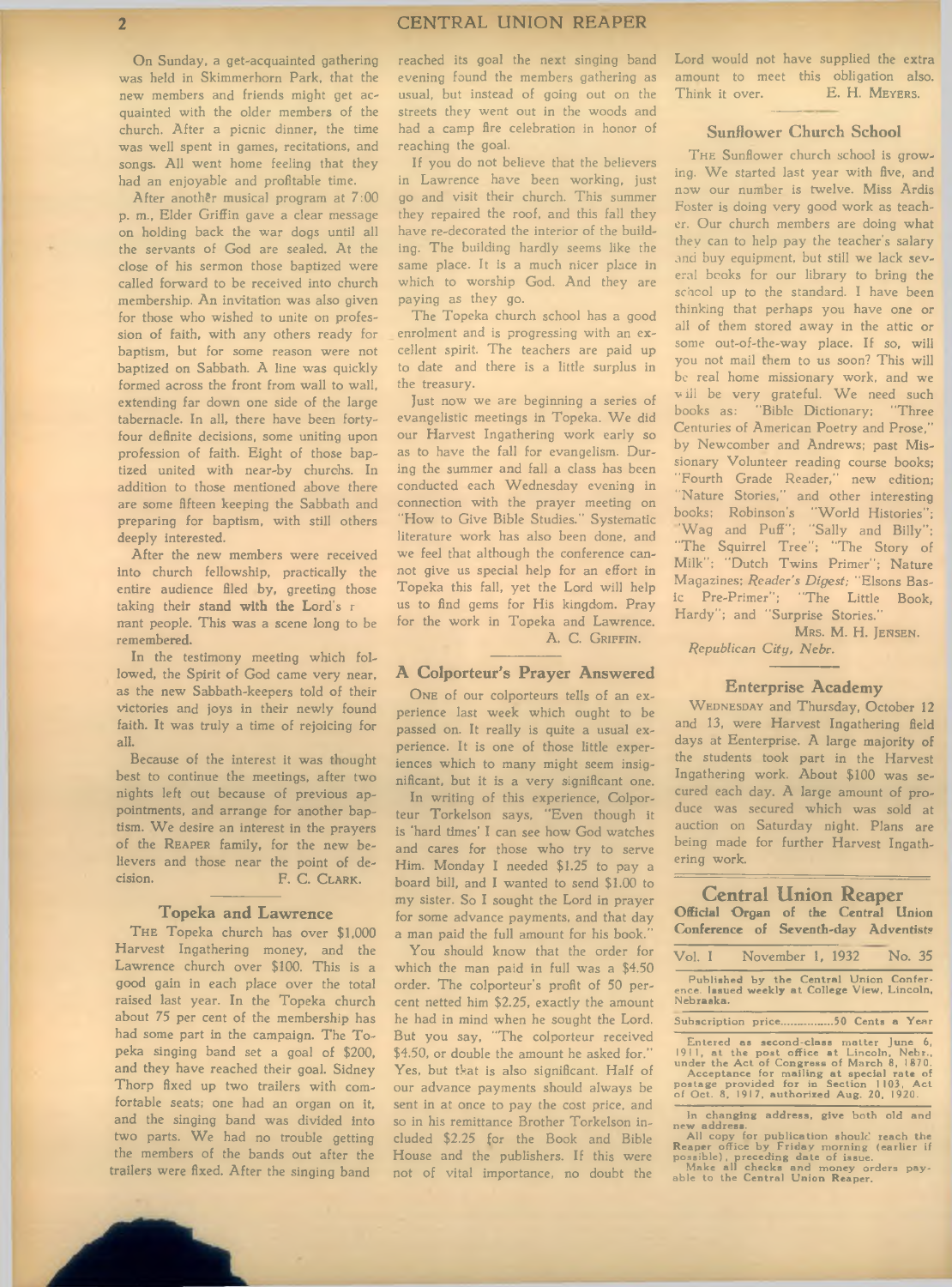On Sunday, a get-acquainted gathering was held in Skimmerhorn Park, that the new members and friends might get acquainted with the older members of the church. After a picnic dinner, the time was well spent in games, recitations, and songs. All went home feeling that they had an enjoyable and profitable time.

After another musical program at 7:00 p. m., Elder Griffin gave a clear message on holding back the war dogs until all the servants of God are sealed. At the close of his sermon those baptized were called forward to be received into church membership. An invitation was also given for those who wished to unite on profession of faith, with any others ready for baptism, but for some reason were not baptized on Sabbath. A line was quickly formed across the front from wall to wall, extending far down one side of the large tabernacle. In all, there have been forty-four definite decisions, some uniting upon profession of faith. Eight of those baptized united with near-by churchs. In addition to those mentioned above there are some fifteen keeping the Sabbath and preparing for baptism, with still others deeply interested.

After the new members were received into church fellowship, practically the entire audience filed by, greeting those taking their stand with the Lord's r nant people. This was a scene long to be remembered.

In the testimony meeting which followed, the Spirit of God came very near, as the new Sabbath-keepers told of their victories and joys in their newly found faith. It was truly a time of rejoicing for all.

Because of the interest it was thought best to continue the meetings, after two nights left out because of previous appointments, and arrange for another baptism. We desire an interest in the prayers of the REAPER family, for the new believers and those near the point of decision.

F. C. CLARK.

## Topeka and Lawrence

THE Topeka church has over $1,000 Harvest Ingathering money, and the Lawrence church over $100. This is a good gain in each place over the total raised last year. In the Topeka church about 75 per cent of the membership has had some part in the campaign. The Topeka singing band set a goal of $200, and they have reached their goal. Sidney Thorp fixed up two trailers with comfortable seats; one had an organ on it, and the singing band was divided into two parts. We had no trouble getting the members of the bands out after the trailers were fixed. After the singing band reached its goal the next singing band evening found the members gathering as usual, but instead of going out on the streets they went out in the woods and had a camp fire celebration in honor of reaching the goal.

If you do not believe that the believers in Lawrence have been working, just go and visit their church. This summer they repaired the roof, and this fall they have re-decorated the interior of the building. The building hardly seems like the same place. It is a much nicer place in which to worship God. And they are paying as they go.

The Topeka church school has a good enrolment and is progressing with an excellent spirit. The teachers are paid up to date and there is a little surplus in the treasury.

Just now we are beginning a series of evangelistic meetings in Topeka. We did our Harvest Ingathering work early so as to have the fall for evangelism. During the summer and fall a class has been conducted each Wednesday evening in connection with the prayer meeting on "How to Give Bible Studies." Systematic literature work has also been done, and we feel that although the conference cannot give us special help for an effort in Topeka this fall, yet the Lord will help us to find gems for His kingdom. Pray for the work in Topeka and Lawrence.

A. C. GRIFFIN.

## A Colporteur's Prayer Answered

ONE of our colporteurs tells of an experience last week which ought to be passed on. It really is quite a usual experience. It is one of those little experiences which to many might seem insignificant, but it is a very significant one.

In writing of this experience, Colporteur Torkelson says, "Even though it is 'hard times' I can see how God watches and cares for those who try to serve Him. Monday I needed $1.25 to pay a board bill, and I wanted to send $1.00 to my sister. So I sought the Lord in prayer for some advance payments, and that day a man paid the full amount for his book."

You should know that the order for which the man paid in full was a $4.50 order. The colporteur's profit of 50 per cent netted him $2.25, exactly the amount he had in mind when he sought the Lord. But you say, "The colporteur received $4.50, or double the amount he asked for." Yes, but that is also significant. Half of our advance payments should always be sent in at once to pay the cost price, and so in his remittance Brother Torkelson included $2.25 for the Book and Bible House and the publishers. If this were not of vital importance, no doubt the Lord would not have supplied the extra amount to meet this obligation also. Think it over.

E. H. MEYERS.

## Sunflower Church School

THE Sunflower church school is growing. We started last year with five, and now our number is twelve. Miss Ardis Foster is doing very good work as teacher. Our church members are doing what they can to help pay the teacher's salary and buy equipment, but still we lack several books for our library to bring the school up to the standard. I have been thinking that perhaps you have one or all of them stored away in the attic or some out-of-the-way place. If so, will you not mail them to us soon? This will be real home missionary work, and we will be very grateful. We need such books as: "Bible Dictionary; "Three Centuries of American Poetry and Prose," by Newcomber and Andrews; past Missionary Volunteer reading course books; "Fourth Grade Reader," new edition; "Nature Stories," and other interesting books; Robinson's "World Histories"; "Wag and Puff"; "Sally and Billy"; "The Squirrel Tree"; "The Story of Milk"; "Dutch Twins Primer"; Nature Magazines; *Reader's Digest*; "Elsons Basic Pre-Primer"; "The Little Book, Hardy"; and "Surprise Stories."

MRS. M. H. JENSEN.

*Republican City, Nebr.*

## Enterprise Academy

WEDNESDAY and Thursday, October 12 and 13, were Harvest Ingathering field days at Eenterprise. A large majority of the students took part in the Harvest Ingathering work. About $100 was secured each day. A large amount of produce was secured which was sold at auction on Saturday night. Plans are being made for further Harvest Ingathering work.

## Central Union Reaper

**Official Organ of the Central Union Conference of Seventh-day Adventists**

Vol. I — November 1, 1932 — No. 35

Published by the Central Union Conference. Issued weekly at College View, Lincoln, Nebraska.

Subscription price..............50 Cents a Year

Entered as second-class matter June 6, 1911, at the post office at Lincoln, Nebr., under the Act of Congress of March 8, 1870. Acceptance for mailing at special rate of postage provided for in Section 1103, Act of Oct. 8, 1917, authorized Aug. 20, 1920.

In changing address, give both old and new address.

All copy for publication should reach the Reaper office by Friday morning (earlier if possible), preceding date of issue.

Make all checks and money orders payable to the Central Union Reaper.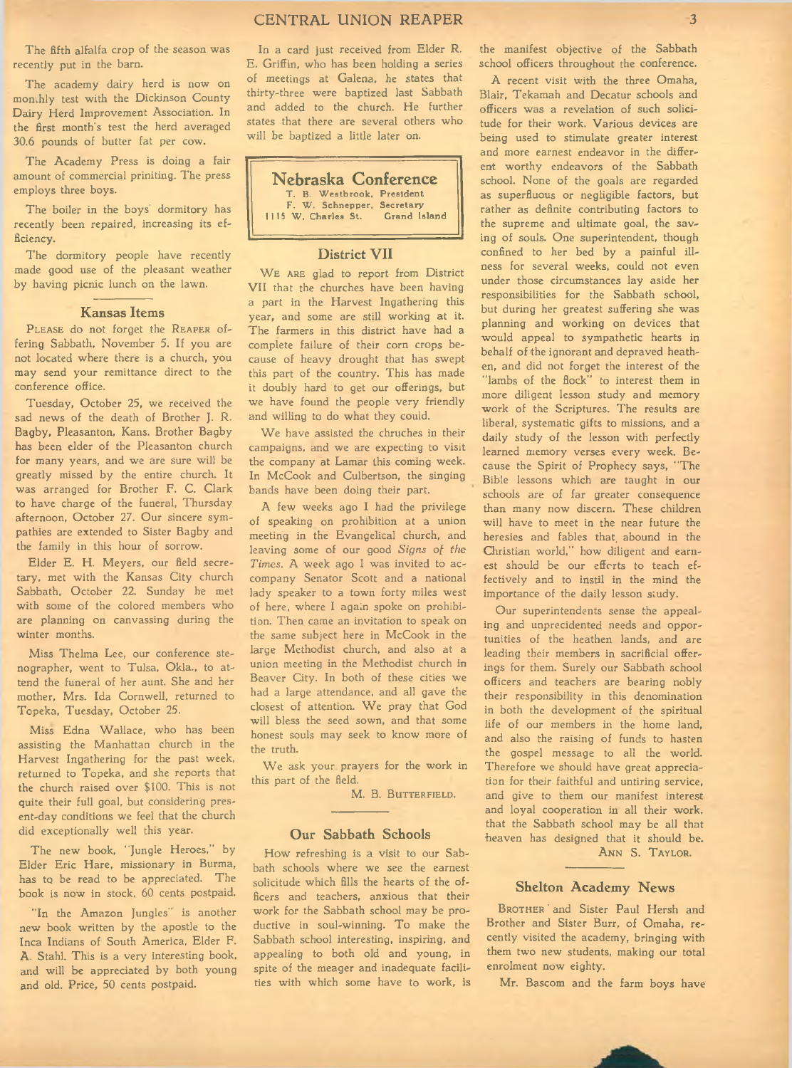The fifth alfalfa crop of the season was recently put in the barn.

The academy dairy herd is now on monthly test with the Dickinson County Dairy Herd Improvement Association. In the first month's test the herd averaged 30.6 pounds of butter fat per cow.

The Academy Press is doing a fair amount of commercial priniting. The press employs three boys.

The boiler in the boys' dormitory has recently been repaired, increasing its efficiency.

The dormitory people have recently made good use of the pleasant weather by having picnic lunch on the lawn.

## Kansas Items

PLEASE do not forget the REAPER offering Sabbath, November 5. If you are not located where there is a church, you may send your remittance direct to the conference office.

Tuesday, October 25, we received the sad news of the death of Brother J. R. Bagby, Pleasanton, Kans. Brother Bagby has been elder of the Pleasanton church for many years, and we are sure will be greatly missed by the entire church. It was arranged for Brother F. C. Clark to have charge of the funeral, Thursday afternoon, October 27. Our sincere sympathies are extended to Sister Bagby and the family in this hour of sorrow.

Elder E. H. Meyers, our field secretary, met with the Kansas City church Sabbath, October 22. Sunday he met with some of the colored members who are planning on canvassing during the winter months.

Miss Thelma Lee, our conference stenographer, went to Tulsa, Okla., to attend the funeral of her aunt. She and her mother, Mrs. Ida Cornwell, returned to Topeka, Tuesday, October 25.

Miss Edna Wallace, who has been assisting the Manhattan church in the Harvest Ingathering for the past week, returned to Topeka, and she reports that the church raised over $100. This is not quite their full goal, but considering present-day conditions we feel that the church did exceptionally well this year.

The new book, "Jungle Heroes," by Elder Eric Hare, missionary in Burma, has to be read to be appreciated. The book is now in stock, 60 cents postpaid.

"In the Amazon Jungles" is another new book written by the apostle to the Inca Indians of South America, Elder F. A. Stahl. This is a very interesting book, and will be appreciated by both young and old. Price, 50 cents postpaid.

In a card just received from Elder R. E. Griffin, who has been holding a series of meetings at Galena, he states that thirty-three were baptized last Sabbath and added to the church. He further states that there are several others who will be baptized a little later on.

## Nebraska Conference

T. B. Westbrook, President
F. W. Schnepper, Secretary
1115 W. Charles St. Grand Island

### District VII

WE ARE glad to report from District VII that the churches have been having a part in the Harvest Ingathering this year, and some are still working at it. The farmers in this district have had a complete failure of their corn crops because of heavy drought that has swept this part of the country. This has made it doubly hard to get our offerings, but we have found the people very friendly and willing to do what they could.

We have assisted the chruches in their campaigns, and we are expecting to visit the company at Lamar this coming week. In McCook and Culbertson, the singing bands have been doing their part.

A few weeks ago I had the privilege of speaking on prohibition at a union meeting in the Evangelical church, and leaving some of our good *Signs of the Times*. A week ago I was invited to accompany Senator Scott and a national lady speaker to a town forty miles west of here, where I again spoke on prohibition. Then came an invitation to speak on the same subject here in McCook in the large Methodist church, and also at a union meeting in the Methodist church in Beaver City. In both of these cities we had a large attendance, and all gave the closest of attention. We pray that God will bless the seed sown, and that some honest souls may seek to know more of the truth.

We ask your prayers for the work in this part of the field.

M. B. BUTTERFIELD.

### Our Sabbath Schools

How refreshing is a visit to our Sabbath schools where we see the earnest solicitude which fills the hearts of the officers and teachers, anxious that their work for the Sabbath school may be productive in soul-winning. To make the Sabbath school interesting, inspiring, and appealing to both old and young, in spite of the meager and inadequate facilities with which some have to work, is the manifest objective of the Sabbath school officers throughout the conference.

A recent visit with the three Omaha, Blair, Tekamah and Decatur schools and officers was a revelation of such solicitude for their work. Various devices are being used to stimulate greater interest and more earnest endeavor in the different worthy endeavors of the Sabbath school. None of the goals are regarded as superfluous or negligible factors, but rather as definite contributing factors to the supreme and ultimate goal, the saving of souls. One superintendent, though confined to her bed by a painful illness for several weeks, could not even under those circumstances lay aside her responsibilities for the Sabbath school, but during her greatest suffering she was planning and working on devices that would appeal to sympathetic hearts in behalf of the ignorant and depraved heathen, and did not forget the interest of the "lambs of the flock" to interest them in more diligent lesson study and memory work of the Scriptures. The results are liberal, systematic gifts to missions, and a daily study of the lesson with perfectly learned memory verses every week. Because the Spirit of Prophecy says, "The Bible lessons which are taught in our schools are of far greater consequence than many now discern. These children will have to meet in the near future the heresies and fables that abound in the Christian world," how diligent and earnest should be our efforts to teach effectively and to instil in the mind the importance of the daily lesson study.

Our superintendents sense the appealing and unprecidented needs and opportunities of the heathen lands, and are leading their members in sacrificial offerings for them. Surely our Sabbath school officers and teachers are bearing nobly their responsibility in this denomination in both the development of the spiritual life of our members in the home land, and also the raising of funds to hasten the gospel message to all the world. Therefore we should have great appreciation for their faithful and untiring service, and give to them our manifest interest and loyal cooperation in all their work, that the Sabbath school may be all that heaven has designed that it should be.

ANN S. TAYLOR.

### Shelton Academy News

BROTHER and Sister Paul Hersh and Brother and Sister Burr, of Omaha, recently visited the academy, bringing with them two new students, making our total enrolment now eighty.

Mr. Bascom and the farm boys have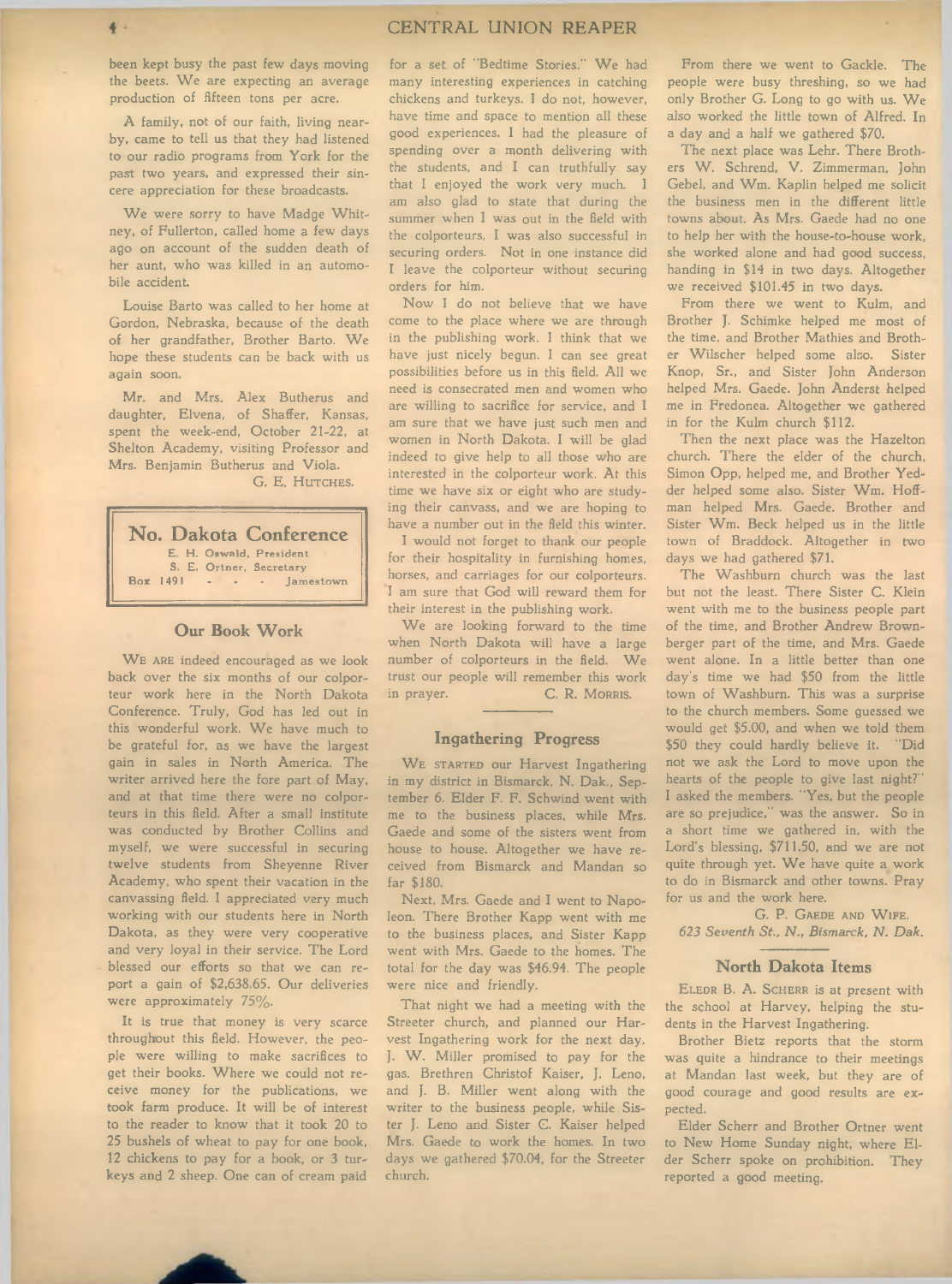been kept busy the past few days moving the beets. We are expecting an average production of fifteen tons per acre.

A family, not of our faith, living nearby, came to tell us that they had listened to our radio programs from York for the past two years, and expressed their sincere appreciation for these broadcasts.

We were sorry to have Madge Whitney, of Fullerton, called home a few days ago on account of the sudden death of her aunt, who was killed in an automobile accident.

Louise Barto was called to her home at Gordon, Nebraska, because of the death of her grandfather, Brother Barto. We hope these students can be back with us again soon.

Mr. and Mrs. Alex Butherus and daughter, Elvena, of Shaffer, Kansas, spent the week-end, October 21-22, at Shelton Academy, visiting Professor and Mrs. Benjamin Butherus and Viola.

G. E. HUTCHES.

## No. Dakota Conference

E. H. Oswald, President
S. E. Ortner, Secretary
Box 1491 - - - Jamestown

### Our Book Work

WE ARE indeed encouraged as we look back over the six months of our colporteur work here in the North Dakota Conference. Truly, God has led out in this wonderful work. We have much to be grateful for, as we have the largest gain in sales in North America. The writer arrived here the fore part of May, and at that time there were no colporteurs in this field. After a small institute was conducted by Brother Collins and myself, we were successful in securing twelve students from Sheyenne River Academy, who spent their vacation in the canvassing field. I appreciated very much working with our students here in North Dakota, as they were very cooperative and very loyal in their service. The Lord blessed our efforts so that we can report a gain of $2,638.65. Our deliveries were approximately 75%.

It is true that money is very scarce throughout this field. However, the people were willing to make sacrifices to get their books. Where we could not receive money for the publications, we took farm produce. It will be of interest to the reader to know that it took 20 to 25 bushels of wheat to pay for one book, 12 chickens to pay for a book, or 3 turkeys and 2 sheep. One can of cream paid for a set of "Bedtime Stories." We had many interesting experiences in catching chickens and turkeys. I do not, however, have time and space to mention all these good experiences. I had the pleasure of spending over a month delivering with the students, and I can truthfully say that I enjoyed the work very much. I am also glad to state that during the summer when I was out in the field with the colporteurs, I was also successful in securing orders. Not in one instance did I leave the colporteur without securing orders for him.

Now I do not believe that we have come to the place where we are through in the publishing work. I think that we have just nicely begun. I can see great possibilities before us in this field. All we need is consecrated men and women who are willing to sacrifice for service, and I am sure that we have just such men and women in North Dakota. I will be glad indeed to give help to all those who are interested in the colporteur work. At this time we have six or eight who are studying their canvass, and we are hoping to have a number out in the field this winter.

I would not forget to thank our people for their hospitality in furnishing homes, horses, and carriages for our colporteurs. I am sure that God will reward them for their interest in the publishing work.

We are looking forward to the time when North Dakota will have a large number of colporteurs in the field. We trust our people will remember this work in prayer.

C. R. MORRIS.

### Ingathering Progress

WE STARTED our Harvest Ingathering in my district in Bismarck, N. Dak., September 6. Elder F. F. Schwind went with me to the business places, while Mrs. Gaede and some of the sisters went from house to house. Altogether we have received from Bismarck and Mandan so far $180.

Next, Mrs. Gaede and I went to Napoleon. There Brother Kapp went with me to the business places, and Sister Kapp went with Mrs. Gaede to the homes. The total for the day was $46.94. The people were nice and friendly.

That night we had a meeting with the Streeter church, and planned our Harvest Ingathering work for the next day. J. W. Miller promised to pay for the gas. Brethren Christof Kaiser, J. Leno, and J. B. Miller went along with the writer to the business people, while Sister J. Leno and Sister C. Kaiser helped Mrs. Gaede to work the homes. In two days we gathered $70.04, for the Streeter church.

From there we went to Gackle. The people were busy threshing, so we had only Brother G. Long to go with us. We also worked the little town of Alfred. In a day and a half we gathered $70.

The next place was Lehr. There Brothers W. Schrend, V. Zimmerman, John Gebel, and Wm. Kaplin helped me solicit the business men in the different little towns about. As Mrs. Gaede had no one to help her with the house-to-house work, she worked alone and had good success, handing in $14 in two days. Altogether we received $101.45 in two days.

From there we went to Kulm, and Brother J. Schimke helped me most of the time, and Brother Mathies and Brother Wilscher helped some also. Sister Knop, Sr., and Sister John Anderson helped Mrs. Gaede. John Anderst helped me in Fredonea. Altogether we gathered in for the Kulm church $112.

Then the next place was the Hazelton church. There the elder of the church, Simon Opp, helped me, and Brother Yedder helped some also. Sister Wm. Hoffman helped Mrs. Gaede. Brother and Sister Wm. Beck helped us in the little town of Braddock. Altogether in two days we had gathered $71.

The Washburn church was the last but not the least. There Sister C. Klein went with me to the business people part of the time, and Brother Andrew Brownberger part of the time, and Mrs. Gaede went alone. In a little better than one day's time we had $50 from the little town of Washburn. This was a surprise to the church members. Some guessed we would get $5.00, and when we told them $50 they could hardly believe it. "Did not we ask the Lord to move upon the hearts of the people to give last night?" I asked the members. "Yes, but the people are so prejudice," was the answer. So in a short time we gathered in, with the Lord's blessing, $711.50, and we are not quite through yet. We have quite a work to do in Bismarck and other towns. Pray for us and the work here.

G. P. GAEDE AND WIFE.
*623 Seventh St., N., Bismarck, N. Dak.*

### North Dakota Items

ELEDR B. A. SCHERR is at present with the school at Harvey, helping the students in the Harvest Ingathering.

Brother Bietz reports that the storm was quite a hindrance to their meetings at Mandan last week, but they are of good courage and good results are expected.

Elder Scherr and Brother Ortner went to New Home Sunday night, where Elder Scherr spoke on prohibition. They reported a good meeting.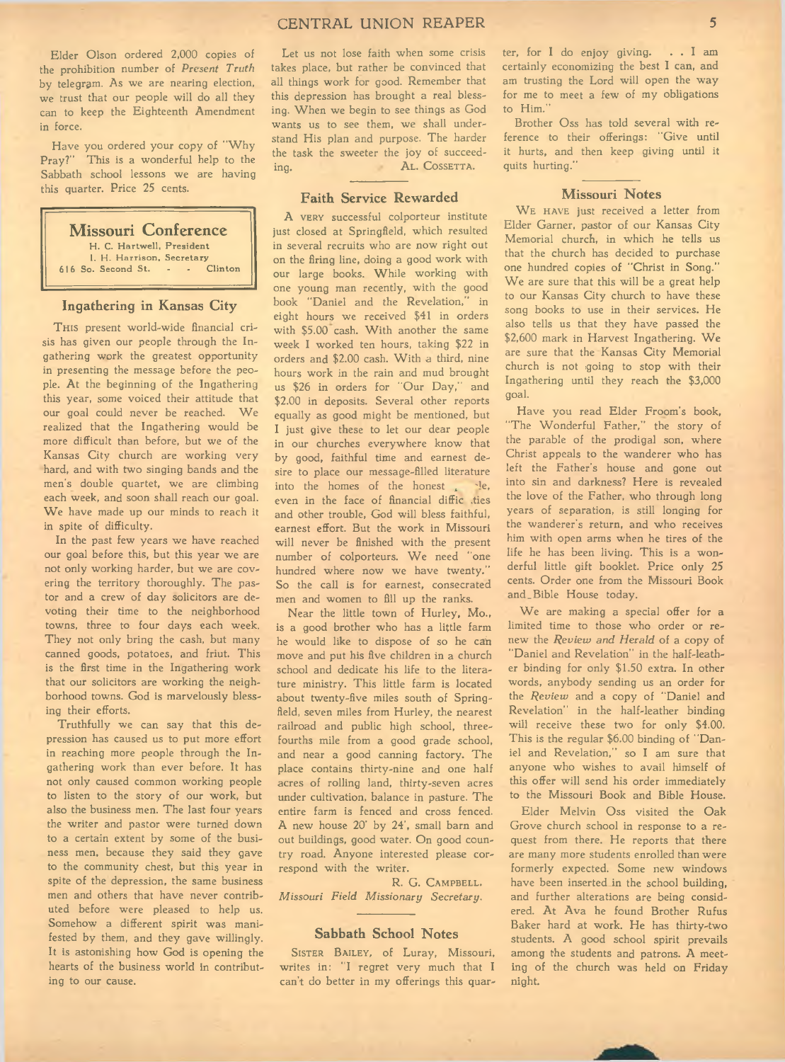Elder Olson ordered 2,000 copies of the prohibition number of *Present Truth* by telegram. As we are nearing election, we trust that our people will do all they can to keep the Eighteenth Amendment in force.

Have you ordered your copy of "Why Pray?" This is a wonderful help to the Sabbath school lessons we are having this quarter. Price 25 cents.

## Missouri Conference

H. C. Hartwell, President
I. H. Harrison, Secretary
616 So. Second St. - - Clinton

### Ingathering in Kansas City

This present world-wide financial crisis has given our people through the Ingathering work the greatest opportunity in presenting the message before the people. At the beginning of the Ingathering this year, some voiced their attitude that our goal could never be reached. We realized that the Ingathering would be more difficult than before, but we of the Kansas City church are working very hard, and with two singing bands and the men's double quartet, we are climbing each week, and soon shall reach our goal. We have made up our minds to reach it in spite of difficulty.

In the past few years we have reached our goal before this, but this year we are not only working harder, but we are covering the territory thoroughly. The pastor and a crew of day solicitors are devoting their time to the neighborhood towns, three to four days each week. They not only bring the cash, but many canned goods, potatoes, and friut. This is the first time in the Ingathering work that our solicitors are working the neighborhood towns. God is marvelously blessing their efforts.

Truthfully we can say that this depression has caused us to put more effort in reaching more people through the Ingathering work than ever before. It has not only caused common working people to listen to the story of our work, but also the business men. The last four years the writer and pastor were turned down to a certain extent by some of the business men, because they said they gave to the community chest, but this year in spite of the depression, the same business men and others that have never contributed before were pleased to help us. Somehow a different spirit was manifested by them, and they gave willingly. It is astonishing how God is opening the hearts of the business world in contributing to our cause.

Let us not lose faith when some crisis takes place, but rather be convinced that all things work for good. Remember that this depression has brought a real blessing. When we begin to see things as God wants us to see them, we shall understand His plan and purpose. The harder the task the sweeter the joy of succeeding.

Al. Cossetta.

### Faith Service Rewarded

A very successful colporteur institute just closed at Springfield, which resulted in several recruits who are now right out on the firing line, doing a good work with our large books. While working with one young man recently, with the good book "Daniel and the Revelation," in eight hours we received $41 in orders with $5.00 cash. With another the same week I worked ten hours, taking $22 in orders and $2.00 cash. With a third, nine hours work in the rain and mud brought us $26 in orders for "Our Day," and $2.00 in deposits. Several other reports equally as good might be mentioned, but I just give these to let our dear people in our churches everywhere know that by good, faithful time and earnest desire to place our message-filled literature into the homes of the honest people, even in the face of financial difficulties and other trouble, God will bless faithful, earnest effort. But the work in Missouri will never be finished with the present number of colporteurs. We need "one hundred where now we have twenty." So the call is for earnest, consecrated men and women to fill up the ranks.

Near the little town of Hurley, Mo., is a good brother who has a little farm he would like to dispose of so he can move and put his five children in a church school and dedicate his life to the literature ministry. This little farm is located about twenty-five miles south of Springfield, seven miles from Hurley, the nearest railroad and public high school, three-fourths mile from a good grade school, and near a good canning factory. The place contains thirty-nine and one half acres of rolling land, thirty-seven acres under cultivation, balance in pasture. The entire farm is fenced and cross fenced. A new house 20' by 24', small barn and out buildings, good water. On good country road. Anyone interested please correspond with the writer.

R. G. Campbell,
*Missouri Field Missionary Secretary.*

### Sabbath School Notes

Sister Bailey, of Luray, Missouri, writes in: "I regret very much that I can't do better in my offerings this quarter, for I do enjoy giving. . . I am certainly economizing the best I can, and am trusting the Lord will open the way for me to meet a few of my obligations to Him."

Brother Oss has told several with reference to their offerings: "Give until it hurts, and then keep giving until it quits hurting."

### Missouri Notes

We have just received a letter from Elder Garner, pastor of our Kansas City Memorial church, in which he tells us that the church has decided to purchase one hundred copies of "Christ in Song." We are sure that this will be a great help to our Kansas City church to have these song books to use in their services. He also tells us that they have passed the $2,600 mark in Harvest Ingathering. We are sure that the Kansas City Memorial church is not going to stop with their Ingathering until they reach the $3,000 goal.

Have you read Elder Froom's book, "The Wonderful Father," the story of the parable of the prodigal son, where Christ appeals to the wanderer who has left the Father's house and gone out into sin and darkness? Here is revealed the love of the Father, who through long years of separation, is still longing for the wanderer's return, and who receives him with open arms when he tires of the life he has been living. This is a wonderful little gift booklet. Price only 25 cents. Order one from the Missouri Book and Bible House today.

We are making a special offer for a limited time to those who order or renew the *Review and Herald* of a copy of "Daniel and Revelation" in the half-leather binding for only $1.50 extra. In other words, anybody sending us an order for the *Review* and a copy of "Daniel and Revelation" in the half-leather binding will receive these two for only $4.00. This is the regular $6.00 binding of "Daniel and Revelation," so I am sure that anyone who wishes to avail himself of this offer will send his order immediately to the Missouri Book and Bible House.

Elder Melvin Oss visited the Oak Grove church school in response to a request from there. He reports that there are many more students enrolled than were formerly expected. Some new windows have been inserted in the school building, and further alterations are being considered. At Ava he found Brother Rufus Baker hard at work. He has thirty-two students. A good school spirit prevails among the students and patrons. A meeting of the church was held on Friday night.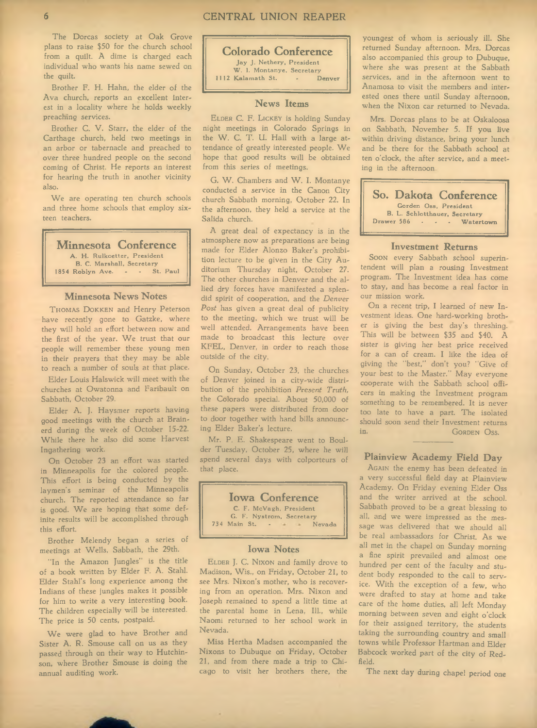The Dorcas society at Oak Grove plans to raise $50 for the church school from a quilt. A dime is charged each individual who wants his name sewed on the quilt.

Brother F. H. Hahn, the elder of the Ava church, reports an excellent interest in a locality where he holds weekly preaching services.

Brother C. V. Starr, the elder of the Carthage church, held two meetings in an arbor or tabernacle and preached to over three hundred people on the second coming of Christ. He reports an interest for hearing the truth in another vicinity also.

We are operating ten church schools and three home schools that employ sixteen teachers.

## Minnesota Conference

A. H. Rulkoetter, President
B. C. Marshall, Secretary
1854 Roblyn Ave. - - St. Paul

### Minnesota News Notes

THOMAS DOKKEN and Henry Peterson have recently gone to Gatzke, where they will hold an effort between now and the first of the year. We trust that our people will remember these young men in their prayers that they may be able to reach a number of souls at that place.

Elder Louis Halswick will meet with the churches at Owatonna and Faribault on Sabbath, October 29.

Elder A. J. Haysmer reports having good meetings with the church at Brainerd during the week of October 15-22. While there he also did some Harvest Ingathering work.

On October 23 an effort was started in Minneapolis for the colored people. This effort is being conducted by the laymen's seminar of the Minneapolis church. The reported attendance so far is good. We are hoping that some definite results will be accomplished through this effort.

Brother Melendy began a series of meetings at Wells, Sabbath, the 29th.

"In the Amazon Jungles" is the title of a book written by Elder F. A. Stahl. Elder Stahl's long experience among the Indians of these jungles makes it possible for him to write a very interesting book. The children especially will be interested. The price is 50 cents, postpaid.

We were glad to have Brother and Sister A. R. Smouse call on us as they passed through on their way to Hutchinson, where Brother Smouse is doing the annual auditing work.

## Colorado Conference

Jay J. Nethery, President
W. I. Montanye, Secretary
1112 Kalamath St. - Denver

### News Items

ELDER C. F. LICKEY is holding Sunday night meetings in Colorado Springs in the W. C. T. U. Hall with a large attendance of greatly interested people. We hope that good results will be obtained from this series of meetings.

G. W. Chambers and W. I. Montanye conducted a service in the Canon City church Sabbath morning, October 22. In the afternoon, they held a service at the Salida church.

A great deal of expectancy is in the atmosphere now as preparations are being made for Elder Alonzo Baker's prohibition lecture to be given in the City Auditorium Thursday night, October 27. The other churches in Denver and the allied dry forces have manifested a splendid spirit of cooperation, and the *Denver Post* has given a great deal of publicity to the meeting, which we trust will be well attended. Arrangements have been made to broadcast this lecture over KFEL, Denver, in order to reach those outside of the city.

On Sunday, October 23, the churches of Denver joined in a city-wide distribution of the prohibition *Present Truth,* the Colorado special. About 50,000 of these papers were distributed from door to door together with hand bills announcing Elder Baker's lecture.

Mr. P. E. Shakespeare went to Boulder Tuesday, October 25, where he will spend several days with colporteurs of that place.

## Iowa Conference

C. F. McVagh, President
G. F. Nystrom, Secretary
734 Main St. - - - Nevada

### Iowa Notes

ELDER J. C. NIXON and family drove to Madison, Wis., on Friday, October 21, to see Mrs. Nixon's mother, who is recovering from an operation. Mrs. Nixon and Joseph remained to spend a little time at the parental home in Lena, Ill., while Naomi returned to her school work in Nevada.

Miss Hertha Madsen accompanied the Nixons to Dubuque on Friday, October 21, and from there made a trip to Chicago to visit her brothers there, the youngest of whom is seriously ill. She returned Sunday afternoon. Mrs. Dorcas also accompanied this group to Dubuque, where she was present at the Sabbath services, and in the afternoon went to Anamosa to visit the members and interested ones there until Sunday afternoon, when the Nixon car returned to Nevada.

Mrs. Dorcas plans to be at Oskaloosa on Sabbath, November 5. If you live within driving distance, bring your lunch and be there for the Sabbath school at ten o'clock, the after service, and a meeting in the afternoon.

## So. Dakota Conference

Gorden Oss, President
B. L. Schlotthauer, Secretary
Drawer 586 - - - Watertown

### Investment Returns

SOON every Sabbath school superintendent will plan a rousing Investment program. The Investment idea has come to stay, and has become a real factor in our mission work.

On a recent trip, I learned of new Investment ideas. One hard-working brother is giving the best day's threshing. This will be between $35 and $40. A sister is giving her best price received for a can of cream. I like the idea of giving the "best," don't you? "Give of your best to the Master." May everyone cooperate with the Sabbath school officers in making the Investment program something to be remembered. It is never too late to have a part. The isolated should soon send their Investment returns in.

GORDEN OSS.

### Plainview Academy Field Day

AGAIN the enemy has been defeated in a very successful field day at Plainview Academy. On Friday evening Elder Oss and the writer arrived at the school. Sabbath proved to be a great blessing to all, and we were impressed as the message was delivered that we should all be real ambassadors for Christ. As we all met in the chapel on Sunday morning a fine spirit prevailed and almost one hundred per cent of the faculty and student body responded to the call to service. With the exception of a few, who were drafted to stay at home and take care of the home duties, all left Monday morning between seven and eight o'clock for their assigned territory, the students taking the surrounding country and small towns while Professor Hartman and Elder Babcock worked part of the city of Redfield.

The next day during chapel period one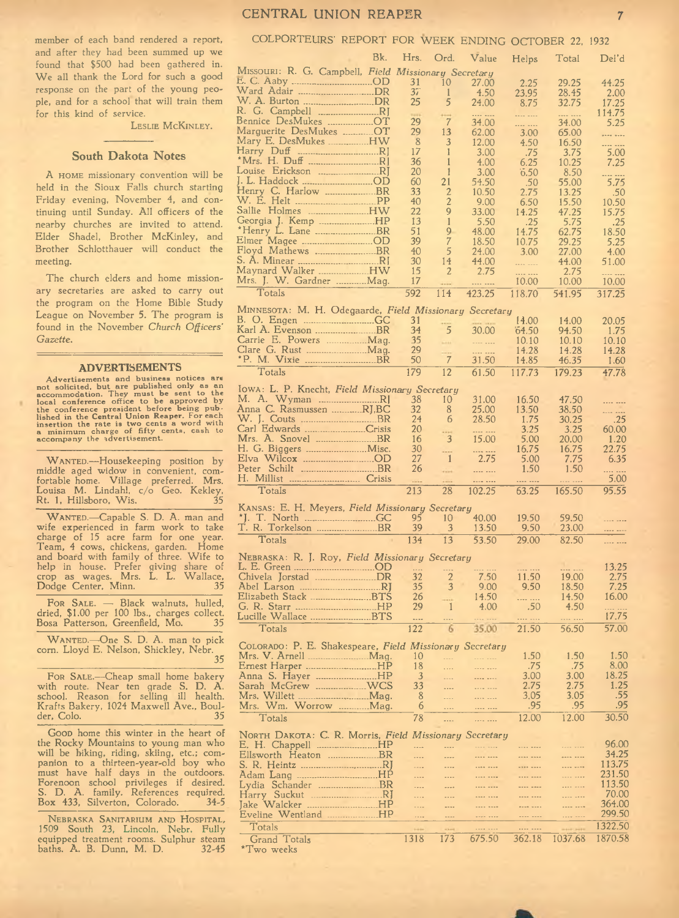member of each band rendered a report, and after they had been summed up we found that $500 had been gathered in. We all thank the Lord for such a good response on the part of the young people, and for a school that will train them for this kind of service.

LESLIE MCKINLEY.

## South Dakota Notes

A HOME missionary convention will be held in the Sioux Falls church starting Friday evening, November 4, and continuing until Sunday. All officers of the nearby churches are invited to attend. Elder Shadel, Brother McKinley, and Brother Schlotthauer will conduct the meeting.

The church elders and home missionary secretaries are asked to carry out the program on the Home Bible Study League on November 5. The program is found in the November *Church Officers' Gazette*.

## ADVERTISEMENTS

Advertisements and business notices are not solicited, but are published only as an accommodation. They must be sent to the local conference office to be approved by the conference president before being published in the Central Union Reaper. For each insertion the rate is two cents a word with a minimum charge of fifty cents, cash to accompany the advertisement.

WANTED.—Housekeeping position by middle aged widow in convenient, comfortable home. Village preferred. Mrs. Louisa M. Lindahl, c/o Geo. Kekley, Rt. 1, Hillsboro, Wis. 35

WANTED.—Capable S. D. A. man and wife experienced in farm work to take charge of 15 acre farm for one year. Team, 4 cows, chickens, garden. Home and board with family of three. Wife to help in house. Prefer giving share of crop as wages. Mrs. L. L. Wallace, Dodge Center, Minn. 35

FOR SALE. — Black walnuts, hulled, dried, $1.00 per 100 lbs., charges collect. Bosa Patterson, Greenfield, Mo. 35

WANTED.—One S. D. A. man to pick corn. Lloyd E. Nelson, Shickley, Nebr. 35

FOR SALE.—Cheap small home bakery with route. Near ten grade S. D. A. school. Reason for selling ill health. Krafts Bakery, 1024 Maxwell Ave., Boulder, Colo. 35

GOOD home this winter in the heart of the Rocky Mountains to young man who will be hiking, riding, skiing, etc.; companion to a thirteen-year-old boy who must have half days in the outdoors. Forenoon school privileges if desired. S. D. A. family. References required. Box 433, Silverton, Colorado. 34-5

NEBRASKA SANITARIUM AND HOSPITAL, 1509 South 23, Lincoln, Nebr. Fully equipped treatment rooms. Sulphur steam baths. A. B. Dunn, M. D. 32-45

## COLPORTEURS' REPORT FOR WEEK ENDING OCTOBER 22, 1932

| | Bk. | Hrs. | Ord. | Value | Helps | Total | Del'd |
|---|---|---|---|---|---|---|---|
| MISSOURI: R. G. Campbell, *Field Missionary Secretary* | | | | | | | |
| E. C. Aaby | OD | 31 | 10 | 27.00 | 2.25 | 29.25 | 44.25 |
| Ward Adair | DR | 37 | 1 | 4.50 | 23.95 | 28.45 | 2.00 |
| W. A. Burton | DR | 25 | 5 | 24.00 | 8.75 | 32.75 | 17.25 |
| R. G. Campbell | RJ | | | | | | 114.75 |
| Bennice DesMukes | OT | 29 | 7 | 34.00 | | 34.00 | 5.25 |
| Marguerite DesMukes | OT | 29 | 13 | 62.00 | 3.00 | 65.00 | |
| Mary E. DesMukes | HW | 8 | 3 | 12.00 | 4.50 | 16.50 | |
| Harry Duff | RJ | 17 | 1 | 3.00 | .75 | 3.75 | 5.00 |
| *Mrs. H. Duff | RJ | 36 | 1 | 4.00 | 6.25 | 10.25 | 7.25 |
| Louise Erickson | RJ | 20 | 1 | 3.00 | 6.50 | 8.50 | |
| J. L. Haddock | OD | 60 | 21 | 54.50 | .50 | 55.00 | 5.75 |
| Henry C. Harlow | BR | 33 | 2 | 10.50 | 2.75 | 13.25 | .50 |
| W. E. Helt | PP | 40 | 2 | 9.00 | 6.50 | 15.50 | 10.50 |
| Sallie Holmes | HW | 22 | 9 | 33.00 | 14.25 | 47.25 | 15.75 |
| Georgia J. Kemp | HP | 13 | 1 | 5.50 | .25 | 5.75 | .25 |
| *Henry L. Lane | BR | 51 | 9 | 48.00 | 14.75 | 62.75 | 18.50 |
| Elmer Magee | OD | 39 | 7 | 18.50 | 10.75 | 29.25 | 5.25 |
| Floyd Mathews | BR | 40 | 5 | 24.00 | 3.00 | 27.00 | 4.00 |
| S. A. Minear | RJ | 30 | 14 | 44.00 | | 44.00 | 51.00 |
| Maynard Walker | HW | 15 | 2 | 2.75 | | 2.75 | |
| Mrs. J. W. Gardner | Mag. | 17 | | | 10.00 | 10.00 | 10.00 |
| Totals | | 592 | 114 | 423.25 | 118.70 | 541.95 | 317.25 |
| MINNESOTA: M. H. Odegaarde, *Field Missionary Secretary* | | | | | | | |
| B. O. Engen | GC | 31 | | | 14.00 | 14.00 | 20.05 |
| Karl A. Evenson | BR | 34 | 5 | 30.00 | 64.50 | 94.50 | 1.75 |
| Carrie E. Powers | Mag. | 35 | | | 10.10 | 10.10 | 10.10 |
| Clare G. Rust | Mag. | 29 | | | 14.28 | 14.28 | 14.28 |
| *P. M. Vixie | BR | 50 | 7 | 31.50 | 14.85 | 46.35 | 1.60 |
| Totals | | 179 | 12 | 61.50 | 117.73 | 179.23 | 47.78 |
| IOWA: L. P. Knecht, *Field Missionary Secretary* | | | | | | | |
| M. A. Wyman | RJ | 38 | 10 | 31.00 | 16.50 | 47.50 | |
| Anna C. Rasmussen | RJ,BC | 32 | 8 | 25.00 | 13.50 | 38.50 | |
| W. J. Couts | BR | 24 | 6 | 28.50 | 1.75 | 30.25 | .25 |
| Carl Edwards | Crisis | 20 | | | 3.25 | 3.25 | 60.00 |
| Mrs. A. Snovel | BR | 16 | 3 | 15.00 | 5.00 | 20.00 | 1.20 |
| H. G. Biggers | Misc. | 30 | | | 16.75 | 16.75 | 22.75 |
| Elva Wilcox | OD | 27 | 1 | 2.75 | 5.00 | 7.75 | 6.35 |
| Peter Schilt | BR | 26 | | | 1.50 | 1.50 | |
| H. Millist | Crisis | | | | | | 5.00 |
| Totals | | 213 | 28 | 102.25 | 63.25 | 165.50 | 95.55 |
| KANSAS: E. H. Meyers, *Field Missionary Secretary* | | | | | | | |
| *J. T. North | GC | 95 | 10 | 40.00 | 19.50 | 59.50 | |
| T. R. Torkelson | BR | 39 | 3 | 13.50 | 9.50 | 23.00 | |
| Totals | | 134 | 13 | 53.50 | 29.00 | 82.50 | |
| NEBRASKA: R. J. Roy, *Field Missionary Secretary* | | | | | | | |
| L. E. Green | OD | | | | | | 13.25 |
| Chivela Jorstad | DR | 32 | 2 | 7.50 | 11.50 | 19.00 | 2.75 |
| Abel Larson | RJ | 35 | 3 | 9.00 | 9.50 | 18.50 | 7.25 |
| Elizabeth Stack | BTS | 26 | | 14.50 | | 14.50 | 16.00 |
| G. R. Starr | HP | 29 | 1 | 4.00 | .50 | 4.50 | |
| Lucille Wallace | BTS | | | | | | 17.75 |
| Totals | | 122 | 6 | 35.00 | 21.50 | 56.50 | 57.00 |
| COLORADO: P. E. Shakespeare, *Field Missionary Secretary* | | | | | | | |
| Mrs. V. Arnell | Mag. | 10 | | | 1.50 | 1.50 | 1.50 |
| Ernest Harper | HP | 18 | | | .75 | .75 | 8.00 |
| Anna S. Hayer | HP | 3 | | | 3.00 | 3.00 | 18.25 |
| Sarah McGrew | WCS | 33 | | | 2.75 | 2.75 | 1.25 |
| Mrs. Willett | Mag. | 8 | | | 3.05 | 3.05 | .55 |
| Mrs. Wm. Worrow | Mag. | 6 | | | .95 | .95 | .95 |
| Totals | | 78 | | | 12.00 | 12.00 | 30.50 |
| NORTH DAKOTA: C. R. Morris, *Field Missionary Secretary* | | | | | | | |
| E. H. Chappell | HP | | | | | | 96.00 |
| Ellsworth Heaton | BR | | | | | | 34.25 |
| S. R. Heintz | RJ | | | | | | 113.75 |
| Adam Lang | HP | | | | | | 231.50 |
| Lydia Schander | BR | | | | | | 113.50 |
| Harry Suckut | RJ | | | | | | 70.00 |
| Jake Walcker | HP | | | | | | 364.00 |
| Eveline Wentland | HP | | | | | | 299.50 |
| Totals | | | | | | | 1322.50 |
| Grand Totals | | 1318 | 173 | 675.50 | 362.18 | 1037.68 | 1870.58 |

*Two weeks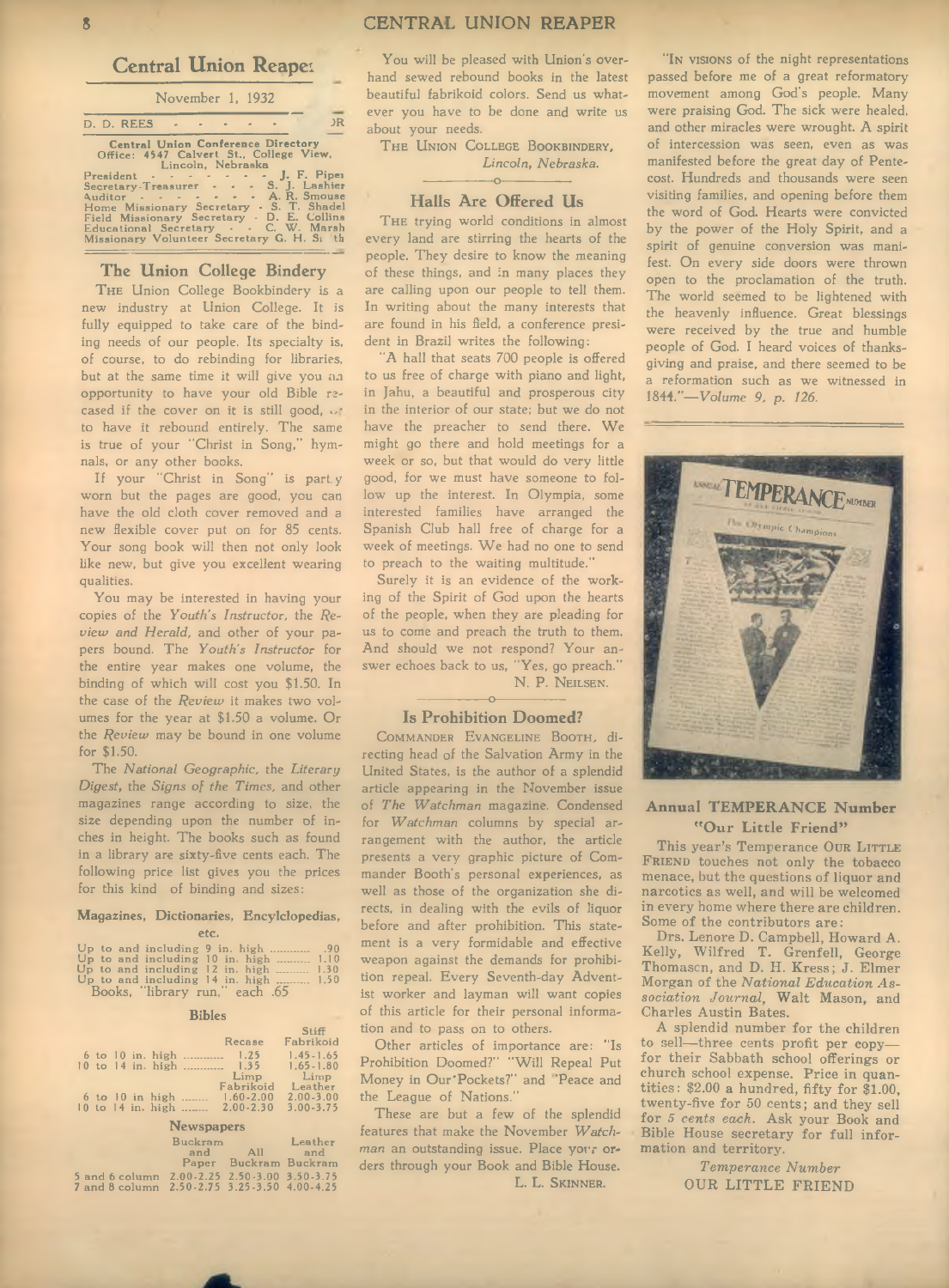## Central Union Reaper

November 1, 1932

D. D. REES - - - - - - EDITOR

**Central Union Conference Directory**
Office: 4547 Calvert St., College View, Lincoln, Nebraska

President - - - - - - - J. F. Piper
Secretary-Treasurer - - - S. J. Lashier
Auditor - - - - - - - A. R. Smouse
Home Missionary Secretary - S. T. Shadel
Field Missionary Secretary - D. E. Collins
Educational Secretary - - C. W. Marsh
Missionary Volunteer Secretary G. H. Smith

### The Union College Bindery

THE Union College Bookbindery is a new industry at Union College. It is fully equipped to take care of the binding needs of our people. Its specialty is, of course, to do rebinding for libraries, but at the same time it will give you an opportunity to have your old Bible recased if the cover on it is still good, or to have it rebound entirely. The same is true of your "Christ in Song," hymnals, or any other books.

If your "Christ in Song" is partly worn but the pages are good, you can have the old cloth cover removed and a new flexible cover put on for 85 cents. Your song book will then not only look like new, but give you excellent wearing qualities.

You may be interested in having your copies of the *Youth's Instructor*, the *Review and Herald*, and other of your papers bound. The *Youth's Instructor* for the entire year makes one volume, the binding of which will cost you $1.50. In the case of the *Review* it makes two volumes for the year at $1.50 a volume. Or the *Review* may be bound in one volume for $1.50.

The *National Geographic*, the *Literary Digest*, the *Signs of the Times*, and other magazines range according to size, the size depending upon the number of inches in height. The books such as found in a library are sixty-five cents each. The following price list gives you the prices for this kind of binding and sizes:

**Magazines, Dictionaries, Encyclopedias, etc.**

| | |
|---|---|
| Up to and including 9 in. high | .90 |
| Up to and including 10 in. high | 1.10 |
| Up to and including 12 in. high | 1.30 |
| Up to and including 14 in. high | 1.50 |

Books, "library run," each .65

**Bibles**

| | Recase | Stiff Fabrikoid |
|---|---|---|
| 6 to 10 in. high | 1.25 | 1.45-1.65 |
| 10 to 14 in. high | 1.35 | 1.65-1.80 |
| | Limp Fabrikoid | Limp Leather |
| 6 to 10 in high | 1.60-2.00 | 2.00-3.00 |
| 10 to 14 in. high | 2.00-2.30 | 3.00-3.75 |

**Newspapers**

| | Buckram and Paper | All Buckram | Leather and Buckram |
|---|---|---|---|
| 5 and 6 column | 2.00-2.25 | 2.50-3.00 | 3.50-3.75 |
| 7 and 8 column | 2.50-2.75 | 3.25-3.50 | 4.00-4.25 |

You will be pleased with Union's overhand sewed rebound books in the latest beautiful fabrikoid colors. Send us whatever you have to be done and write us about your needs.

THE UNION COLLEGE BOOKBINDERY,
*Lincoln, Nebraska.*

### Halls Are Offered Us

THE trying world conditions in almost every land are stirring the hearts of the people. They desire to know the meaning of these things, and in many places they are calling upon our people to tell them. In writing about the many interests that are found in his field, a conference president in Brazil writes the following:

"A hall that seats 700 people is offered to us free of charge with piano and light, in Jahu, a beautiful and prosperous city in the interior of our state; but we do not have the preacher to send there. We might go there and hold meetings for a week or so, but that would do very little good, for we must have someone to follow up the interest. In Olympia, some interested families have arranged the Spanish Club hall free of charge for a week of meetings. We had no one to send to preach to the waiting multitude."

Surely it is an evidence of the working of the Spirit of God upon the hearts of the people, when they are pleading for us to come and preach the truth to them. And should we not respond? Your answer echoes back to us, "Yes, go preach."

N. P. NEILSEN.

### Is Prohibition Doomed?

COMMANDER EVANGELINE BOOTH, directing head of the Salvation Army in the United States, is the author of a splendid article appearing in the November issue of *The Watchman* magazine. Condensed for *Watchman* columns by special arrangement with the author, the article presents a very graphic picture of Commander Booth's personal experiences, as well as those of the organization she directs, in dealing with the evils of liquor before and after prohibition. This statement is a very formidable and effective weapon against the demands for prohibition repeal. Every Seventh-day Adventist worker and layman will want copies of this article for their personal information and to pass on to others.

Other articles of importance are: "Is Prohibition Doomed?" "Will Repeal Put Money in Our Pockets?" and "Peace and the League of Nations."

These are but a few of the splendid features that make the November *Watchman* an outstanding issue. Place your orders through your Book and Bible House.

L. L. SKINNER.

"IN VISIONS of the night representations passed before me of a great reformatory movement among God's people. Many were praising God. The sick were healed, and other miracles were wrought. A spirit of intercession was seen, even as was manifested before the great day of Pentecost. Hundreds and thousands were seen visiting families, and opening before them the word of God. Hearts were convicted by the power of the Holy Spirit, and a spirit of genuine conversion was manifest. On every side doors were thrown open to the proclamation of the truth. The world seemed to be lightened with the heavenly influence. Great blessings were received by the true and humble people of God. I heard voices of thanksgiving and praise, and there seemed to be a reformation such as we witnessed in 1844."—*Volume 9, p. 126.*

### Annual TEMPERANCE Number "Our Little Friend"

This year's Temperance OUR LITTLE FRIEND touches not only the tobacco menace, but the questions of liquor and narcotics as well, and will be welcomed in every home where there are children. Some of the contributors are:

Drs. Lenore D. Campbell, Howard A. Kelly, Wilfred T. Grenfell, George Thomason, and D. H. Kress; J. Elmer Morgan of the *National Education Association Journal*, Walt Mason, and Charles Austin Bates.

A splendid number for the children to sell—three cents profit per copy—for their Sabbath school offerings or church school expense. Price in quantities: $2.00 a hundred, fifty for $1.00, twenty-five for 50 cents; and they sell for *5 cents each*. Ask your Book and Bible House secretary for full information and territory.

*Temperance Number*
OUR LITTLE FRIEND